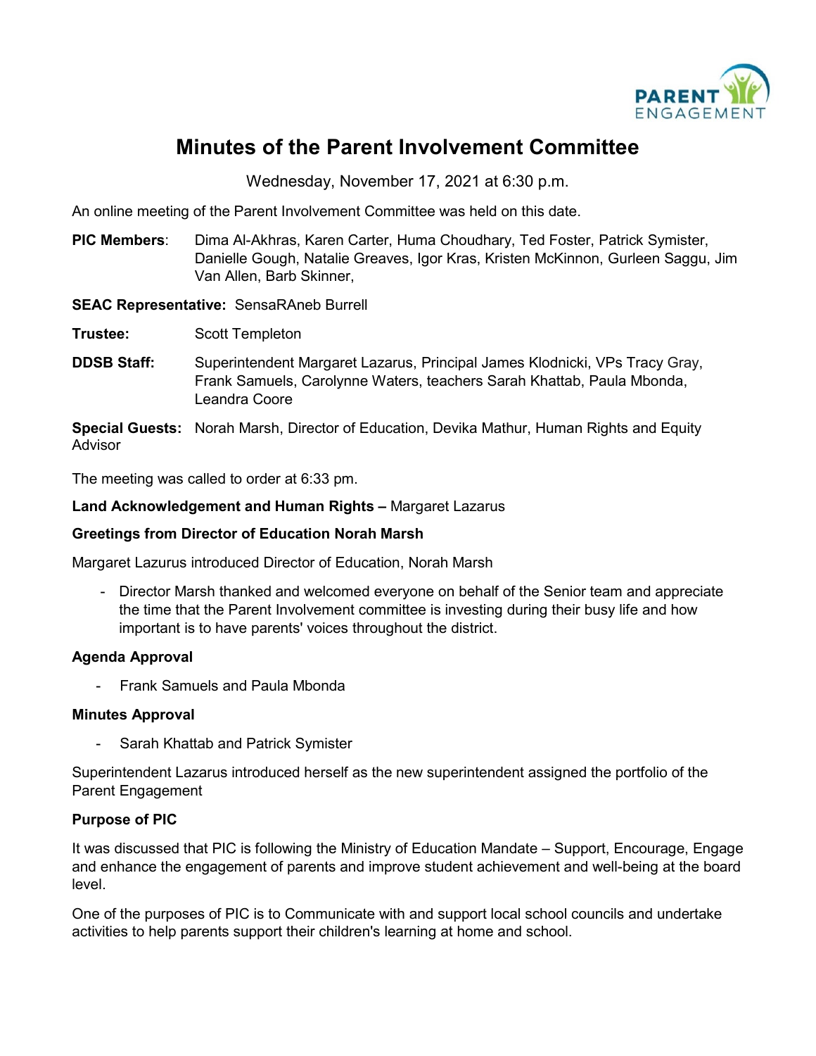# Minutes of the Parent Involvement Committee

Wednesday, November 17, 2021 at 6:30 p.m.

An online meeting of the Parent Involvement Committee was held on this date.

**PIC Members**: Dima Al-Akhras, Karen Carter, Huma Choudhary, Ted Foster, Patrick Symister, Danielle Gough, Natalie Greaves, Igor Kras, Kristen McKinnon, Gurleen Saggu, Jim Van Allen, Barb Skinner,

**SEAC Representative:** SensaRAneb Burrell

**Trustee:** Scott Templeton

**DDSB Staff:** Superintendent Margaret Lazarus, Principal James Klodnicki, VPs Tracy Gray, Frank Samuels, Carolynne Waters, teachers Sarah Khattab, Paula Mbonda, Leandra Coore

**Special Guests:** Norah Marsh, Director of Education, Devika Mathur, Human Rights and Equity Advisor

The meeting was called to order at 6:33 pm.

**Land Acknowledgement and Human Rights –** Margaret Lazarus

**Greetings from Director of Education Norah Marsh**

Margaret Lazurus introduced Director of Education, Norah Marsh

- Director Marsh thanked and welcomed everyone on behalf of the Senior team and appreciate the time that the Parent Involvement committee is investing during their busy life and how important is to have parents' voices throughout the district.

**Agenda Approval**

- Frank Samuels and Paula Mbonda

**Minutes Approval**

- Sarah Khattab and Patrick Symister

Superintendent Lazarus introduced herself as the new superintendent assigned the portfolio of the Parent Engagement

**Purpose of PIC**

It was discussed that PIC is following the Ministry of Education Mandate – Support, Encourage, Engage and enhance the engagement of parents and improve student achievement and well-being at the board level.

One of the purposes of PIC is to Communicate with and support local school councils and undertake activities to help parents support their children's learning at home and school.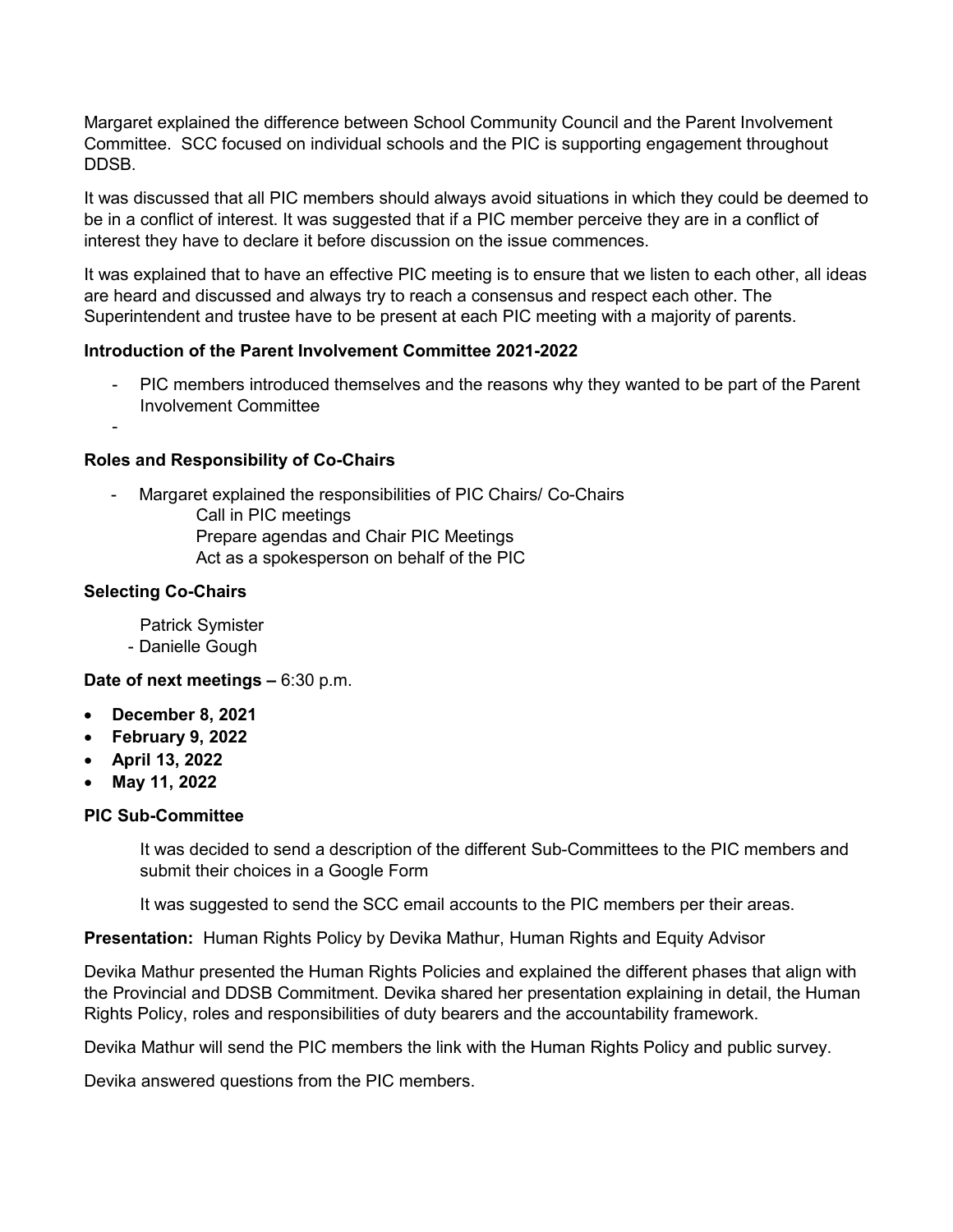Margaret explained the difference between School Community Council and the Parent Involvement Committee. SCC focused on individual schools and the PIC is supporting engagement throughout DDSB.

It was discussed that all PIC members should always avoid situations in which they could be deemed to be in a conflict of interest. It was suggested that if a PIC member perceive they are in a conflict of interest they have to declare it before discussion on the issue commences.

It was explained that to have an effective PIC meeting is to ensure that we listen to each other, all ideas are heard and discussed and always try to reach a consensus and respect each other. The Superintendent and trustee have to be present at each PIC meeting with a majority of parents.

**Introduction of the Parent Involvement Committee 2021-2022**

- PIC members introduced themselves and the reasons why they wanted to be part of the Parent Involvement Committee
-

**Roles and Responsibility of Co-Chairs**

- Margaret explained the responsibilities of PIC Chairs/ Co-Chairs
  - Call in PIC meetings
  - Prepare agendas and Chair PIC Meetings
  - Act as a spokesperson on behalf of the PIC

**Selecting Co-Chairs**

Patrick Symister
- Danielle Gough

**Date of next meetings –** 6:30 p.m.

- **December 8, 2021**
- **February 9, 2022**
- **April 13, 2022**
- **May 11, 2022**

**PIC Sub-Committee**

It was decided to send a description of the different Sub-Committees to the PIC members and submit their choices in a Google Form

It was suggested to send the SCC email accounts to the PIC members per their areas.

**Presentation:** Human Rights Policy by Devika Mathur, Human Rights and Equity Advisor

Devika Mathur presented the Human Rights Policies and explained the different phases that align with the Provincial and DDSB Commitment. Devika shared her presentation explaining in detail, the Human Rights Policy, roles and responsibilities of duty bearers and the accountability framework.

Devika Mathur will send the PIC members the link with the Human Rights Policy and public survey.

Devika answered questions from the PIC members.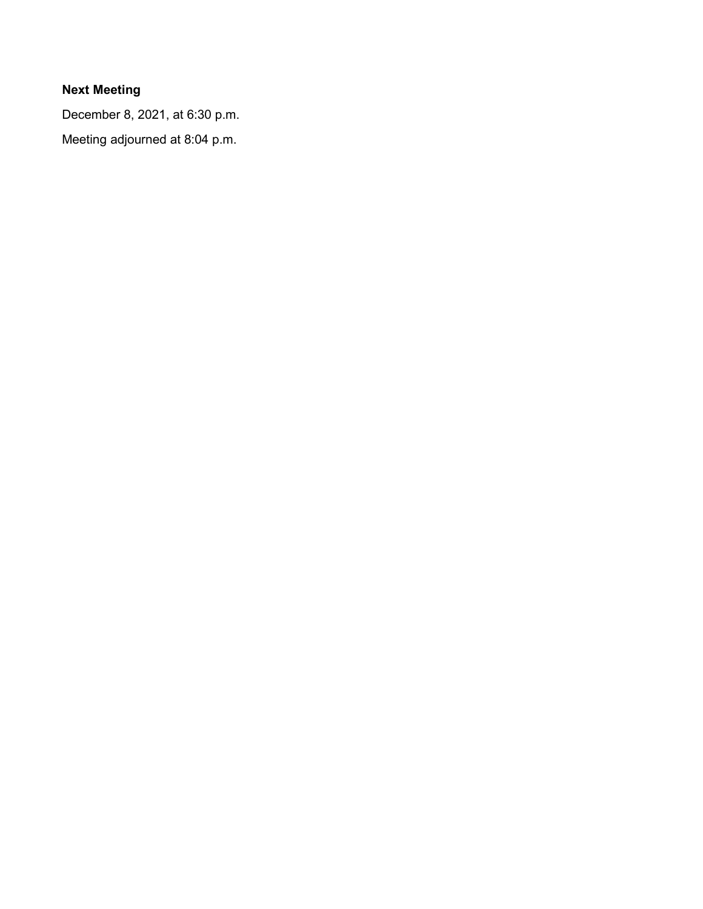**Next Meeting**

December 8, 2021, at 6:30 p.m.

Meeting adjourned at 8:04 p.m.